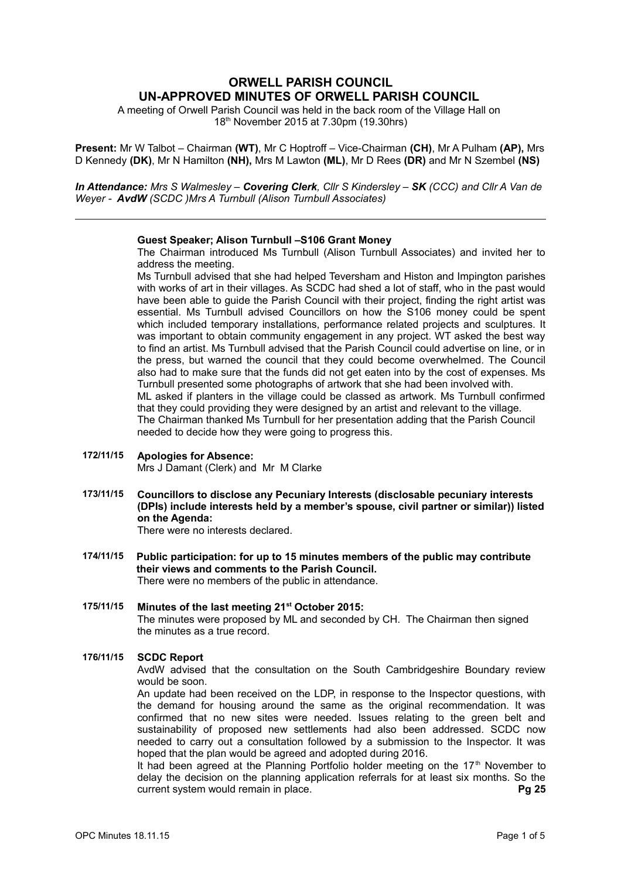# ORWELL PARISH COUNCIL
# UN-APPROVED MINUTES OF ORWELL PARISH COUNCIL

A meeting of Orwell Parish Council was held in the back room of the Village Hall on 18th November 2015 at 7.30pm (19.30hrs)

**Present:** Mr W Talbot – Chairman **(WT)**, Mr C Hoptroff – Vice-Chairman **(CH)**, Mr A Pulham **(AP),** Mrs D Kennedy **(DK)**, Mr N Hamilton **(NH),** Mrs M Lawton **(ML)**, Mr D Rees **(DR)** and Mr N Szembel **(NS)**

***In Attendance:*** *Mrs S Walmesley –* ***Covering Clerk****, Cllr S Kindersley –* ***SK*** *(CCC) and Cllr A Van de Weyer -* ***AvdW*** *(SCDC )Mrs A Turnbull (Alison Turnbull Associates)*

---

**Guest Speaker; Alison Turnbull –S106 Grant Money**

The Chairman introduced Ms Turnbull (Alison Turnbull Associates) and invited her to address the meeting.

Ms Turnbull advised that she had helped Teversham and Histon and Impington parishes with works of art in their villages. As SCDC had shed a lot of staff, who in the past would have been able to guide the Parish Council with their project, finding the right artist was essential. Ms Turnbull advised Councillors on how the S106 money could be spent which included temporary installations, performance related projects and sculptures. It was important to obtain community engagement in any project. WT asked the best way to find an artist. Ms Turnbull advised that the Parish Council could advertise on line, or in the press, but warned the council that they could become overwhelmed. The Council also had to make sure that the funds did not get eaten into by the cost of expenses. Ms Turnbull presented some photographs of artwork that she had been involved with.

ML asked if planters in the village could be classed as artwork. Ms Turnbull confirmed that they could providing they were designed by an artist and relevant to the village.

The Chairman thanked Ms Turnbull for her presentation adding that the Parish Council needed to decide how they were going to progress this.

**172/11/15 Apologies for Absence:**

Mrs J Damant (Clerk) and Mr M Clarke

**173/11/15 Councillors to disclose any Pecuniary Interests (disclosable pecuniary interests (DPIs) include interests held by a member's spouse, civil partner or similar)) listed on the Agenda:**

There were no interests declared.

**174/11/15 Public participation: for up to 15 minutes members of the public may contribute their views and comments to the Parish Council.**

There were no members of the public in attendance.

**175/11/15 Minutes of the last meeting 21st October 2015:**

The minutes were proposed by ML and seconded by CH. The Chairman then signed the minutes as a true record.

**176/11/15 SCDC Report**

AvdW advised that the consultation on the South Cambridgeshire Boundary review would be soon.

An update had been received on the LDP, in response to the Inspector questions, with the demand for housing around the same as the original recommendation. It was confirmed that no new sites were needed. Issues relating to the green belt and sustainability of proposed new settlements had also been addressed. SCDC now needed to carry out a consultation followed by a submission to the Inspector. It was hoped that the plan would be agreed and adopted during 2016.

It had been agreed at the Planning Portfolio holder meeting on the 17th November to delay the decision on the planning application referrals for at least six months. So the current system would remain in place. **Pg 25**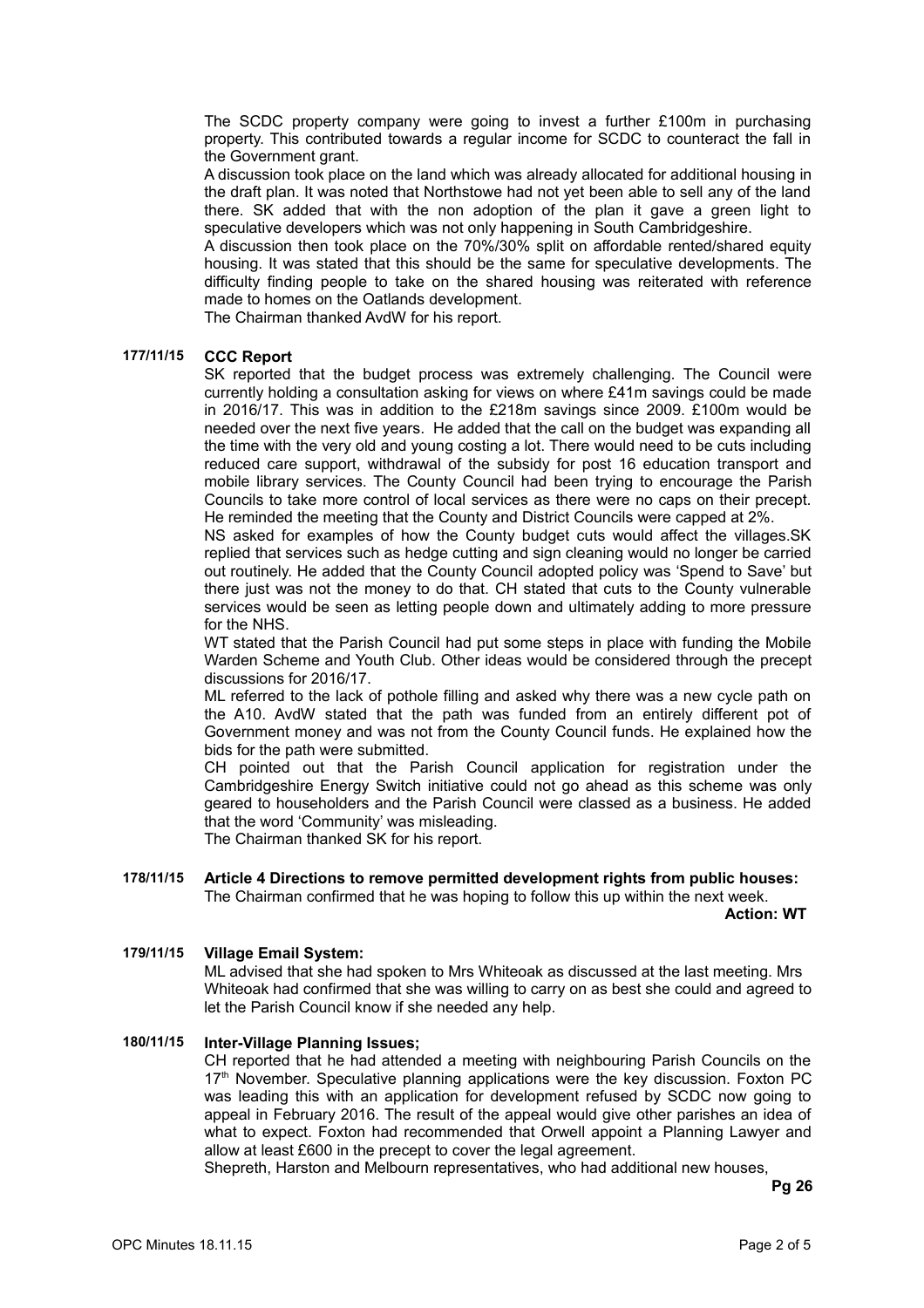The SCDC property company were going to invest a further £100m in purchasing property. This contributed towards a regular income for SCDC to counteract the fall in the Government grant.

A discussion took place on the land which was already allocated for additional housing in the draft plan. It was noted that Northstowe had not yet been able to sell any of the land there. SK added that with the non adoption of the plan it gave a green light to speculative developers which was not only happening in South Cambridgeshire.

A discussion then took place on the 70%/30% split on affordable rented/shared equity housing. It was stated that this should be the same for speculative developments. The difficulty finding people to take on the shared housing was reiterated with reference made to homes on the Oatlands development.

The Chairman thanked AvdW for his report.

**177/11/15 CCC Report**

SK reported that the budget process was extremely challenging. The Council were currently holding a consultation asking for views on where £41m savings could be made in 2016/17. This was in addition to the £218m savings since 2009. £100m would be needed over the next five years. He added that the call on the budget was expanding all the time with the very old and young costing a lot. There would need to be cuts including reduced care support, withdrawal of the subsidy for post 16 education transport and mobile library services. The County Council had been trying to encourage the Parish Councils to take more control of local services as there were no caps on their precept. He reminded the meeting that the County and District Councils were capped at 2%.

NS asked for examples of how the County budget cuts would affect the villages.SK replied that services such as hedge cutting and sign cleaning would no longer be carried out routinely. He added that the County Council adopted policy was 'Spend to Save' but there just was not the money to do that. CH stated that cuts to the County vulnerable services would be seen as letting people down and ultimately adding to more pressure for the NHS.

WT stated that the Parish Council had put some steps in place with funding the Mobile Warden Scheme and Youth Club. Other ideas would be considered through the precept discussions for 2016/17.

ML referred to the lack of pothole filling and asked why there was a new cycle path on the A10. AvdW stated that the path was funded from an entirely different pot of Government money and was not from the County Council funds. He explained how the bids for the path were submitted.

CH pointed out that the Parish Council application for registration under the Cambridgeshire Energy Switch initiative could not go ahead as this scheme was only geared to householders and the Parish Council were classed as a business. He added that the word 'Community' was misleading.

The Chairman thanked SK for his report.

**178/11/15 Article 4 Directions to remove permitted development rights from public houses:**

The Chairman confirmed that he was hoping to follow this up within the next week.

**Action: WT**

**179/11/15 Village Email System:**

ML advised that she had spoken to Mrs Whiteoak as discussed at the last meeting. Mrs Whiteoak had confirmed that she was willing to carry on as best she could and agreed to let the Parish Council know if she needed any help.

**180/11/15 Inter-Village Planning Issues;**

CH reported that he had attended a meeting with neighbouring Parish Councils on the 17th November. Speculative planning applications were the key discussion. Foxton PC was leading this with an application for development refused by SCDC now going to appeal in February 2016. The result of the appeal would give other parishes an idea of what to expect. Foxton had recommended that Orwell appoint a Planning Lawyer and allow at least £600 in the precept to cover the legal agreement.

Shepreth, Harston and Melbourn representatives, who had additional new houses,

**Pg 26**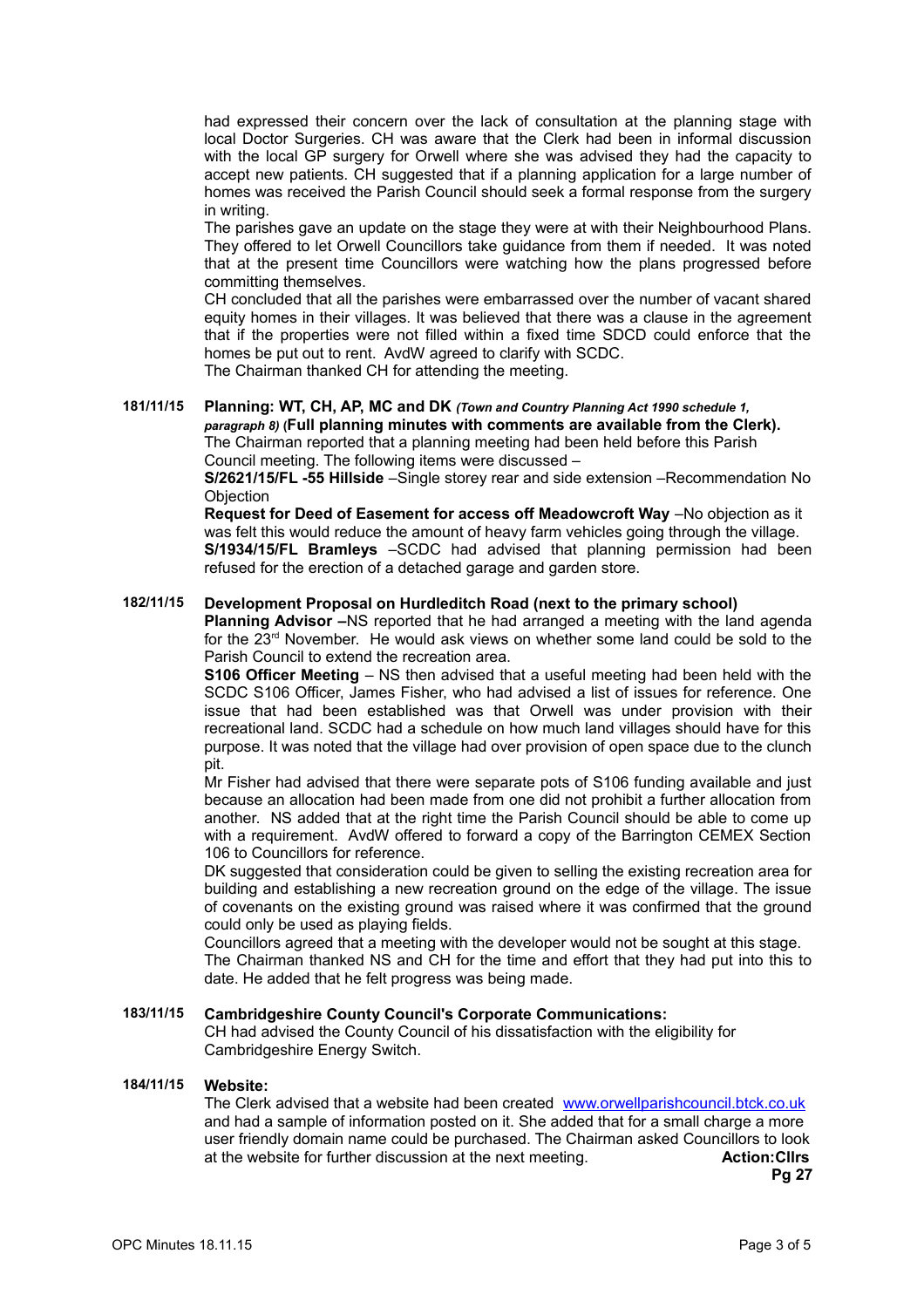had expressed their concern over the lack of consultation at the planning stage with local Doctor Surgeries. CH was aware that the Clerk had been in informal discussion with the local GP surgery for Orwell where she was advised they had the capacity to accept new patients. CH suggested that if a planning application for a large number of homes was received the Parish Council should seek a formal response from the surgery in writing.

The parishes gave an update on the stage they were at with their Neighbourhood Plans. They offered to let Orwell Councillors take guidance from them if needed. It was noted that at the present time Councillors were watching how the plans progressed before committing themselves.

CH concluded that all the parishes were embarrassed over the number of vacant shared equity homes in their villages. It was believed that there was a clause in the agreement that if the properties were not filled within a fixed time SDCD could enforce that the homes be put out to rent. AvdW agreed to clarify with SCDC.

The Chairman thanked CH for attending the meeting.

**181/11/15 Planning: WT, CH, AP, MC and DK** *(Town and Country Planning Act 1990 schedule 1, paragraph 8)* **(Full planning minutes with comments are available from the Clerk).**

The Chairman reported that a planning meeting had been held before this Parish Council meeting. The following items were discussed –

**S/2621/15/FL -55 Hillside** –Single storey rear and side extension –Recommendation No Objection

**Request for Deed of Easement for access off Meadowcroft Way** –No objection as it was felt this would reduce the amount of heavy farm vehicles going through the village.

**S/1934/15/FL Bramleys** –SCDC had advised that planning permission had been refused for the erection of a detached garage and garden store.

**182/11/15 Development Proposal on Hurdleditch Road (next to the primary school)**

**Planning Advisor –**NS reported that he had arranged a meeting with the land agenda for the 23rd November. He would ask views on whether some land could be sold to the Parish Council to extend the recreation area.

**S106 Officer Meeting** – NS then advised that a useful meeting had been held with the SCDC S106 Officer, James Fisher, who had advised a list of issues for reference. One issue that had been established was that Orwell was under provision with their recreational land. SCDC had a schedule on how much land villages should have for this purpose. It was noted that the village had over provision of open space due to the clunch pit.

Mr Fisher had advised that there were separate pots of S106 funding available and just because an allocation had been made from one did not prohibit a further allocation from another. NS added that at the right time the Parish Council should be able to come up with a requirement. AvdW offered to forward a copy of the Barrington CEMEX Section 106 to Councillors for reference.

DK suggested that consideration could be given to selling the existing recreation area for building and establishing a new recreation ground on the edge of the village. The issue of covenants on the existing ground was raised where it was confirmed that the ground could only be used as playing fields.

Councillors agreed that a meeting with the developer would not be sought at this stage.

The Chairman thanked NS and CH for the time and effort that they had put into this to date. He added that he felt progress was being made.

**183/11/15 Cambridgeshire County Council's Corporate Communications:**

CH had advised the County Council of his dissatisfaction with the eligibility for Cambridgeshire Energy Switch.

**184/11/15 Website:**

The Clerk advised that a website had been created [www.orwellparishcouncil.btck.co.uk](www.orwellparishcouncil.btck.co.uk) and had a sample of information posted on it. She added that for a small charge a more user friendly domain name could be purchased. The Chairman asked Councillors to look at the website for further discussion at the next meeting. **Action:Cllrs**

**Pg 27**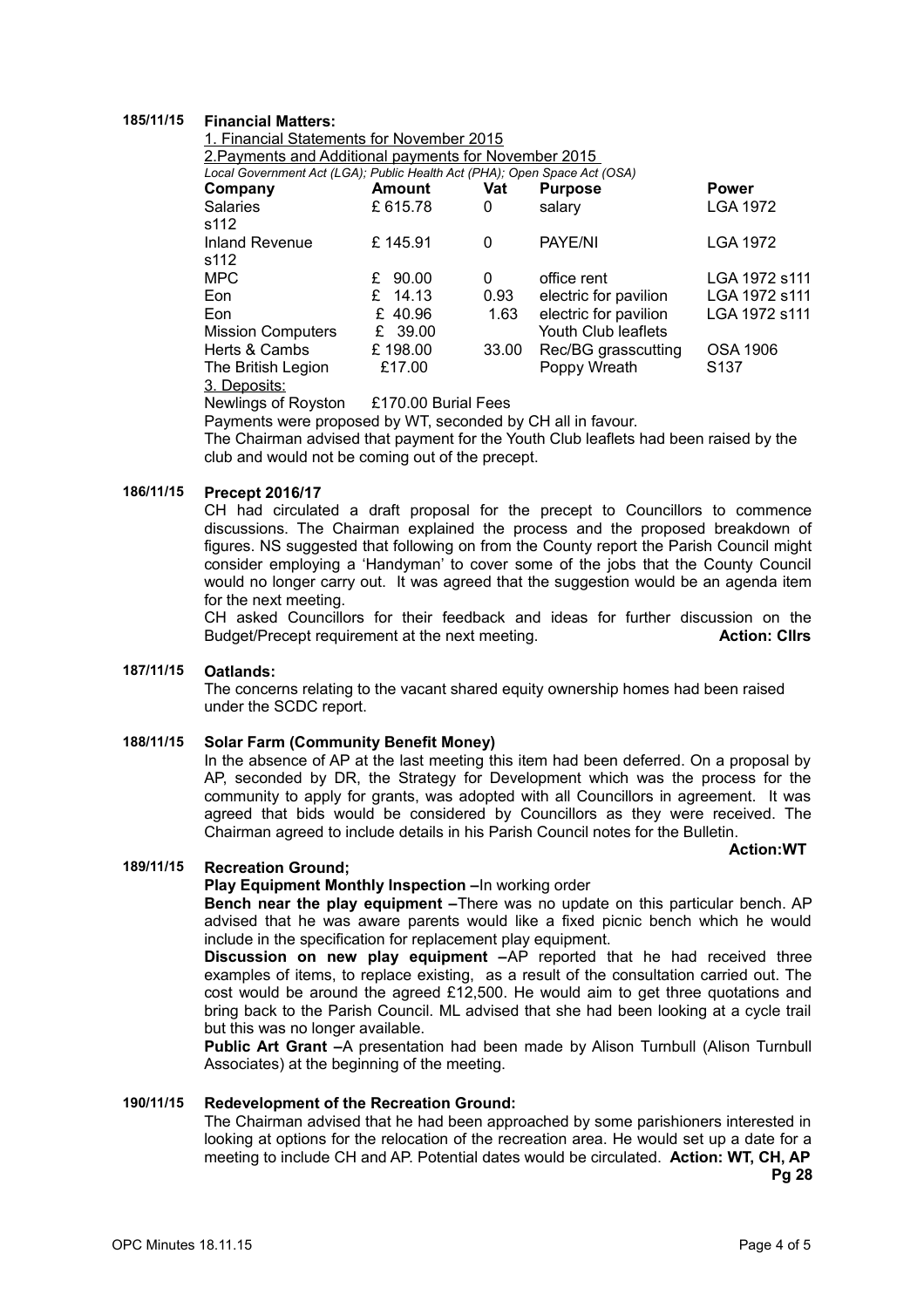**185/11/15 Financial Matters:**

1. Financial Statements for November 2015

2. Payments and Additional payments for November 2015

*Local Government Act (LGA); Public Health Act (PHA); Open Space Act (OSA)*

| Company | Amount | Vat | Purpose | Power |
|---|---|---|---|---|
| Salaries s112 | £ 615.78 | 0 | salary | LGA 1972 |
| Inland Revenue s112 | £ 145.91 | 0 | PAYE/NI | LGA 1972 |
| MPC | £ 90.00 | 0 | office rent | LGA 1972 s111 |
| Eon | £ 14.13 | 0.93 | electric for pavilion | LGA 1972 s111 |
| Eon | £ 40.96 | 1.63 | electric for pavilion | LGA 1972 s111 |
| Mission Computers | £ 39.00 | | Youth Club leaflets | |
| Herts & Cambs | £ 198.00 | 33.00 | Rec/BG grasscutting | OSA 1906 |
| The British Legion | £17.00 | | Poppy Wreath | S137 |

3. Deposits:

Newlings of Royston £170.00 Burial Fees

Payments were proposed by WT, seconded by CH all in favour.

The Chairman advised that payment for the Youth Club leaflets had been raised by the club and would not be coming out of the precept.

**186/11/15 Precept 2016/17**

CH had circulated a draft proposal for the precept to Councillors to commence discussions. The Chairman explained the process and the proposed breakdown of figures. NS suggested that following on from the County report the Parish Council might consider employing a 'Handyman' to cover some of the jobs that the County Council would no longer carry out. It was agreed that the suggestion would be an agenda item for the next meeting.

CH asked Councillors for their feedback and ideas for further discussion on the Budget/Precept requirement at the next meeting. **Action: Cllrs**

**187/11/15 Oatlands:**

The concerns relating to the vacant shared equity ownership homes had been raised under the SCDC report.

**188/11/15 Solar Farm (Community Benefit Money)**

In the absence of AP at the last meeting this item had been deferred. On a proposal by AP, seconded by DR, the Strategy for Development which was the process for the community to apply for grants, was adopted with all Councillors in agreement. It was agreed that bids would be considered by Councillors as they were received. The Chairman agreed to include details in his Parish Council notes for the Bulletin.

**Action:WT**

**189/11/15 Recreation Ground;**

**Play Equipment Monthly Inspection –**In working order

**Bench near the play equipment –**There was no update on this particular bench. AP advised that he was aware parents would like a fixed picnic bench which he would include in the specification for replacement play equipment.

**Discussion on new play equipment –**AP reported that he had received three examples of items, to replace existing, as a result of the consultation carried out. The cost would be around the agreed £12,500. He would aim to get three quotations and bring back to the Parish Council. ML advised that she had been looking at a cycle trail but this was no longer available.

**Public Art Grant –**A presentation had been made by Alison Turnbull (Alison Turnbull Associates) at the beginning of the meeting.

**190/11/15 Redevelopment of the Recreation Ground:**

The Chairman advised that he had been approached by some parishioners interested in looking at options for the relocation of the recreation area. He would set up a date for a meeting to include CH and AP. Potential dates would be circulated. **Action: WT, CH, AP**

**Pg 28**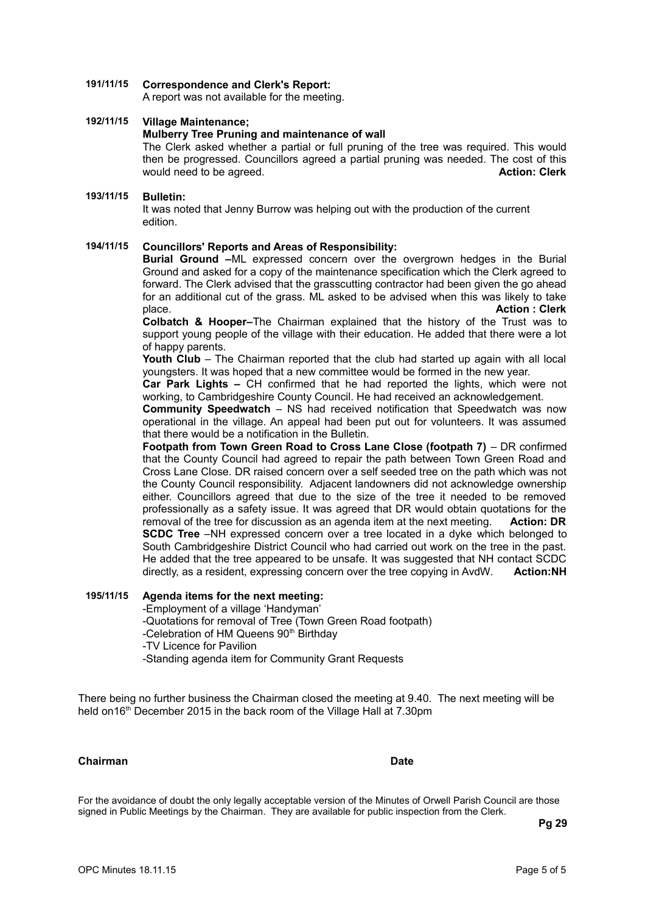**191/11/15 Correspondence and Clerk's Report:**

A report was not available for the meeting.

**192/11/15 Village Maintenance;**

**Mulberry Tree Pruning and maintenance of wall**

The Clerk asked whether a partial or full pruning of the tree was required. This would then be progressed. Councillors agreed a partial pruning was needed. The cost of this would need to be agreed. **Action: Clerk**

**193/11/15 Bulletin:**

It was noted that Jenny Burrow was helping out with the production of the current edition.

**194/11/15 Councillors' Reports and Areas of Responsibility:**

**Burial Ground –**ML expressed concern over the overgrown hedges in the Burial Ground and asked for a copy of the maintenance specification which the Clerk agreed to forward. The Clerk advised that the grasscutting contractor had been given the go ahead for an additional cut of the grass. ML asked to be advised when this was likely to take place. **Action : Clerk**

**Colbatch & Hooper–**The Chairman explained that the history of the Trust was to support young people of the village with their education. He added that there were a lot of happy parents.

**Youth Club** – The Chairman reported that the club had started up again with all local youngsters. It was hoped that a new committee would be formed in the new year.

**Car Park Lights –** CH confirmed that he had reported the lights, which were not working, to Cambridgeshire County Council. He had received an acknowledgement.

**Community Speedwatch** – NS had received notification that Speedwatch was now operational in the village. An appeal had been put out for volunteers. It was assumed that there would be a notification in the Bulletin.

**Footpath from Town Green Road to Cross Lane Close (footpath 7)** – DR confirmed that the County Council had agreed to repair the path between Town Green Road and Cross Lane Close. DR raised concern over a self seeded tree on the path which was not the County Council responsibility. Adjacent landowners did not acknowledge ownership either. Councillors agreed that due to the size of the tree it needed to be removed professionally as a safety issue. It was agreed that DR would obtain quotations for the removal of the tree for discussion as an agenda item at the next meeting. **Action: DR**

**SCDC Tree** –NH expressed concern over a tree located in a dyke which belonged to South Cambridgeshire District Council who had carried out work on the tree in the past. He added that the tree appeared to be unsafe. It was suggested that NH contact SCDC directly, as a resident, expressing concern over the tree copying in AvdW. **Action:NH**

**195/11/15 Agenda items for the next meeting:**

-Employment of a village 'Handyman'
-Quotations for removal of Tree (Town Green Road footpath)
-Celebration of HM Queens 90th Birthday
-TV Licence for Pavilion
-Standing agenda item for Community Grant Requests

There being no further business the Chairman closed the meeting at 9.40. The next meeting will be held on16th December 2015 in the back room of the Village Hall at 7.30pm

**Chairman** **Date**

For the avoidance of doubt the only legally acceptable version of the Minutes of Orwell Parish Council are those signed in Public Meetings by the Chairman. They are available for public inspection from the Clerk.

**Pg 29**